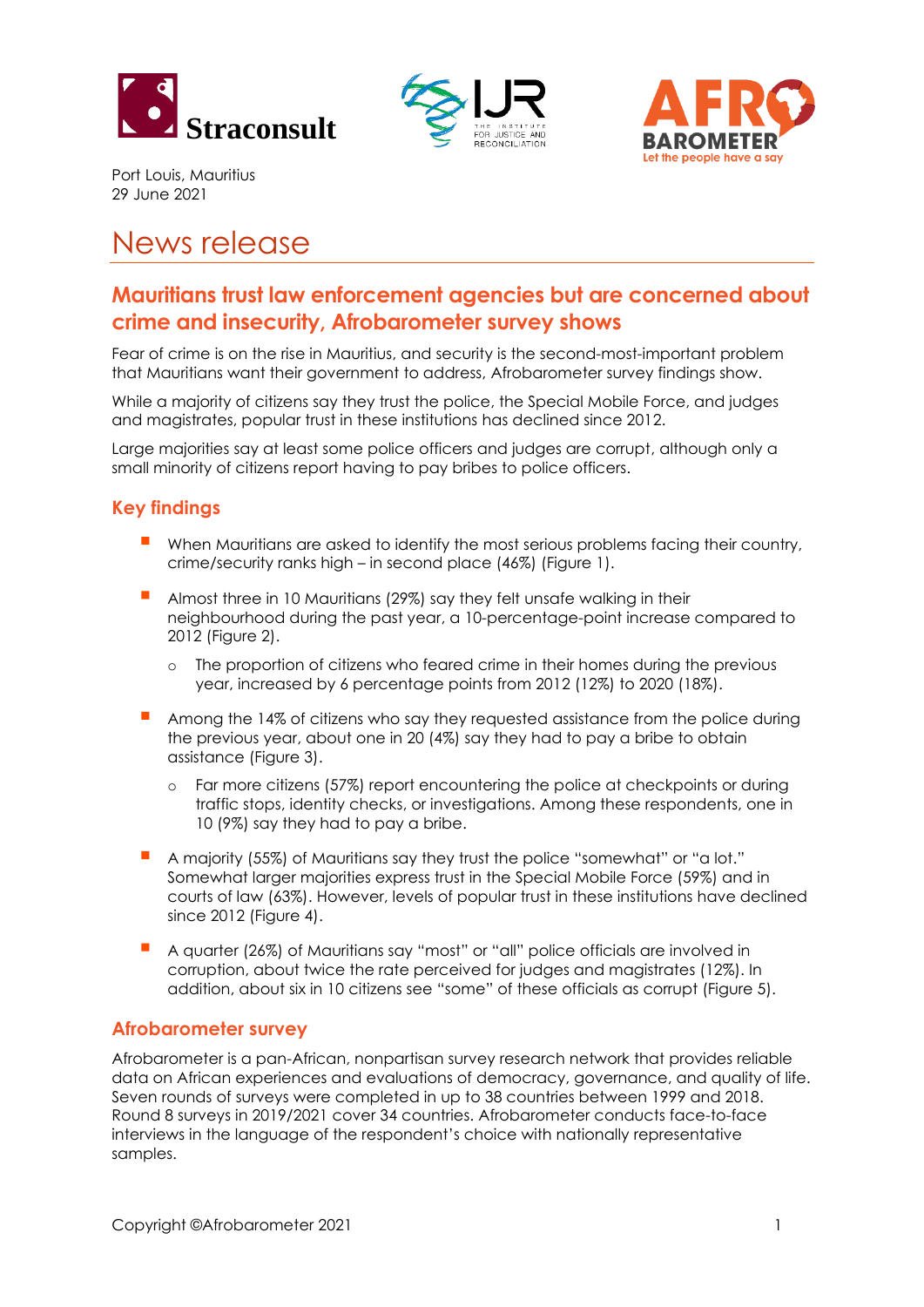Port Louis, Mauritius
29 June 2021

# News release

## Mauritians trust law enforcement agencies but are concerned about crime and insecurity, Afrobarometer survey shows

Fear of crime is on the rise in Mauritius, and security is the second-most-important problem that Mauritians want their government to address, Afrobarometer survey findings show.

While a majority of citizens say they trust the police, the Special Mobile Force, and judges and magistrates, popular trust in these institutions has declined since 2012.

Large majorities say at least some police officers and judges are corrupt, although only a small minority of citizens report having to pay bribes to police officers.

### Key findings

- When Mauritians are asked to identify the most serious problems facing their country, crime/security ranks high – in second place (46%) (Figure 1).
- Almost three in 10 Mauritians (29%) say they felt unsafe walking in their neighbourhood during the past year, a 10-percentage-point increase compared to 2012 (Figure 2).
  - The proportion of citizens who feared crime in their homes during the previous year, increased by 6 percentage points from 2012 (12%) to 2020 (18%).
- Among the 14% of citizens who say they requested assistance from the police during the previous year, about one in 20 (4%) say they had to pay a bribe to obtain assistance (Figure 3).
  - Far more citizens (57%) report encountering the police at checkpoints or during traffic stops, identity checks, or investigations. Among these respondents, one in 10 (9%) say they had to pay a bribe.
- A majority (55%) of Mauritians say they trust the police "somewhat" or "a lot." Somewhat larger majorities express trust in the Special Mobile Force (59%) and in courts of law (63%). However, levels of popular trust in these institutions have declined since 2012 (Figure 4).
- A quarter (26%) of Mauritians say "most" or "all" police officials are involved in corruption, about twice the rate perceived for judges and magistrates (12%). In addition, about six in 10 citizens see "some" of these officials as corrupt (Figure 5).

### Afrobarometer survey

Afrobarometer is a pan-African, nonpartisan survey research network that provides reliable data on African experiences and evaluations of democracy, governance, and quality of life. Seven rounds of surveys were completed in up to 38 countries between 1999 and 2018. Round 8 surveys in 2019/2021 cover 34 countries. Afrobarometer conducts face-to-face interviews in the language of the respondent's choice with nationally representative samples.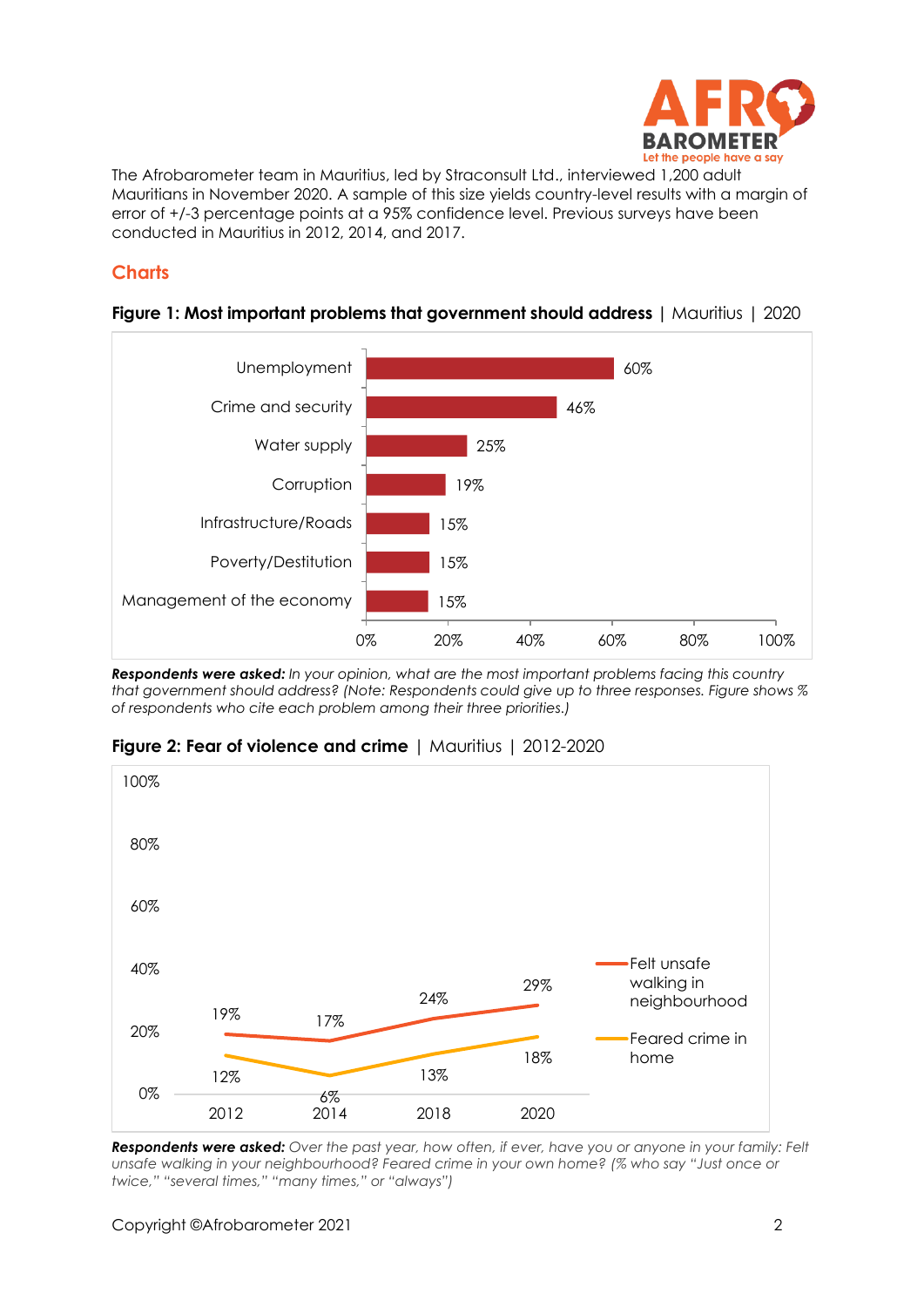The Afrobarometer team in Mauritius, led by Straconsult Ltd., interviewed 1,200 adult Mauritians in November 2020. A sample of this size yields country-level results with a margin of error of +/-3 percentage points at a 95% confidence level. Previous surveys have been conducted in Mauritius in 2012, 2014, and 2017.

## Charts

**Figure 1: Most important problems that government should address** | Mauritius | 2020

| Problem | % |
|---|---|
| Unemployment | 60% |
| Crime and security | 46% |
| Water supply | 25% |
| Corruption | 19% |
| Infrastructure/Roads | 15% |
| Poverty/Destitution | 15% |
| Management of the economy | 15% |

***Respondents were asked:*** *In your opinion, what are the most important problems facing this country that government should address? (Note: Respondents could give up to three responses. Figure shows % of respondents who cite each problem among their three priorities.)*

**Figure 2: Fear of violence and crime** | Mauritius | 2012-2020

| | 2012 | 2014 | 2018 | 2020 |
|---|---|---|---|---|
| Felt unsafe walking in neighbourhood | 19% | 17% | 24% | 29% |
| Feared crime in home | 12% | 6% | 13% | 18% |

***Respondents were asked:*** *Over the past year, how often, if ever, have you or anyone in your family: Felt unsafe walking in your neighbourhood? Feared crime in your own home? (% who say "Just once or twice," "several times," "many times," or "always")*

Copyright ©Afrobarometer 2021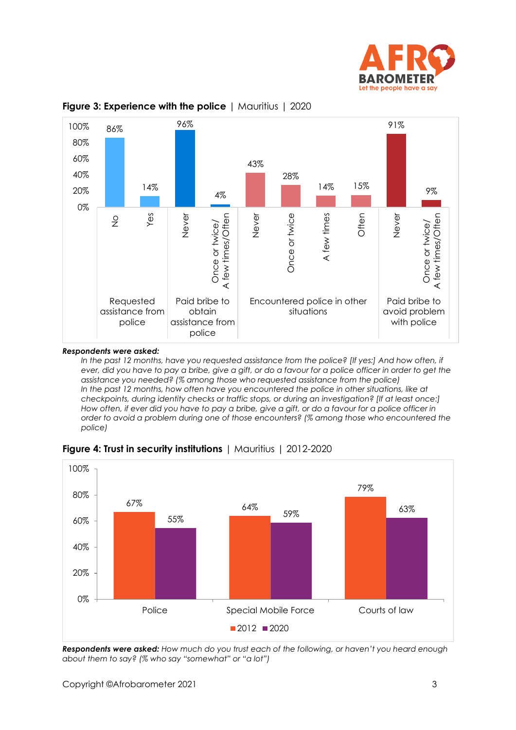**Figure 3: Experience with the police** | Mauritius | 2020

| Category | Response | % |
|---|---|---|
| Requested assistance from police | No | 86% |
| | Yes | 14% |
| Paid bribe to obtain assistance from police | Never | 96% |
| | Once or twice/ A few times/Often | 4% |
| Encountered police in other situations | Never | 43% |
| | Once or twice | 28% |
| | A few times | 14% |
| | Often | 15% |
| Paid bribe to avoid problem with police | Never | 91% |
| | Once or twice/ A few times/Often | 9% |

***Respondents were asked:***

*In the past 12 months, have you requested assistance from the police? [If yes:] And how often, if ever, did you have to pay a bribe, give a gift, or do a favour for a police officer in order to get the assistance you needed? (% among those who requested assistance from the police)*

*In the past 12 months, how often have you encountered the police in other situations, like at checkpoints, during identity checks or traffic stops, or during an investigation? [If at least once:] How often, if ever did you have to pay a bribe, give a gift, or do a favour for a police officer in order to avoid a problem during one of those encounters? (% among those who encountered the police)*

**Figure 4: Trust in security institutions** | Mauritius | 2012-2020

| | 2012 | 2020 |
|---|---|---|
| Police | 67% | 55% |
| Special Mobile Force | 64% | 59% |
| Courts of law | 79% | 63% |

***Respondents were asked:*** *How much do you trust each of the following, or haven't you heard enough about them to say? (% who say "somewhat" or "a lot")*

Copyright ©Afrobarometer 2021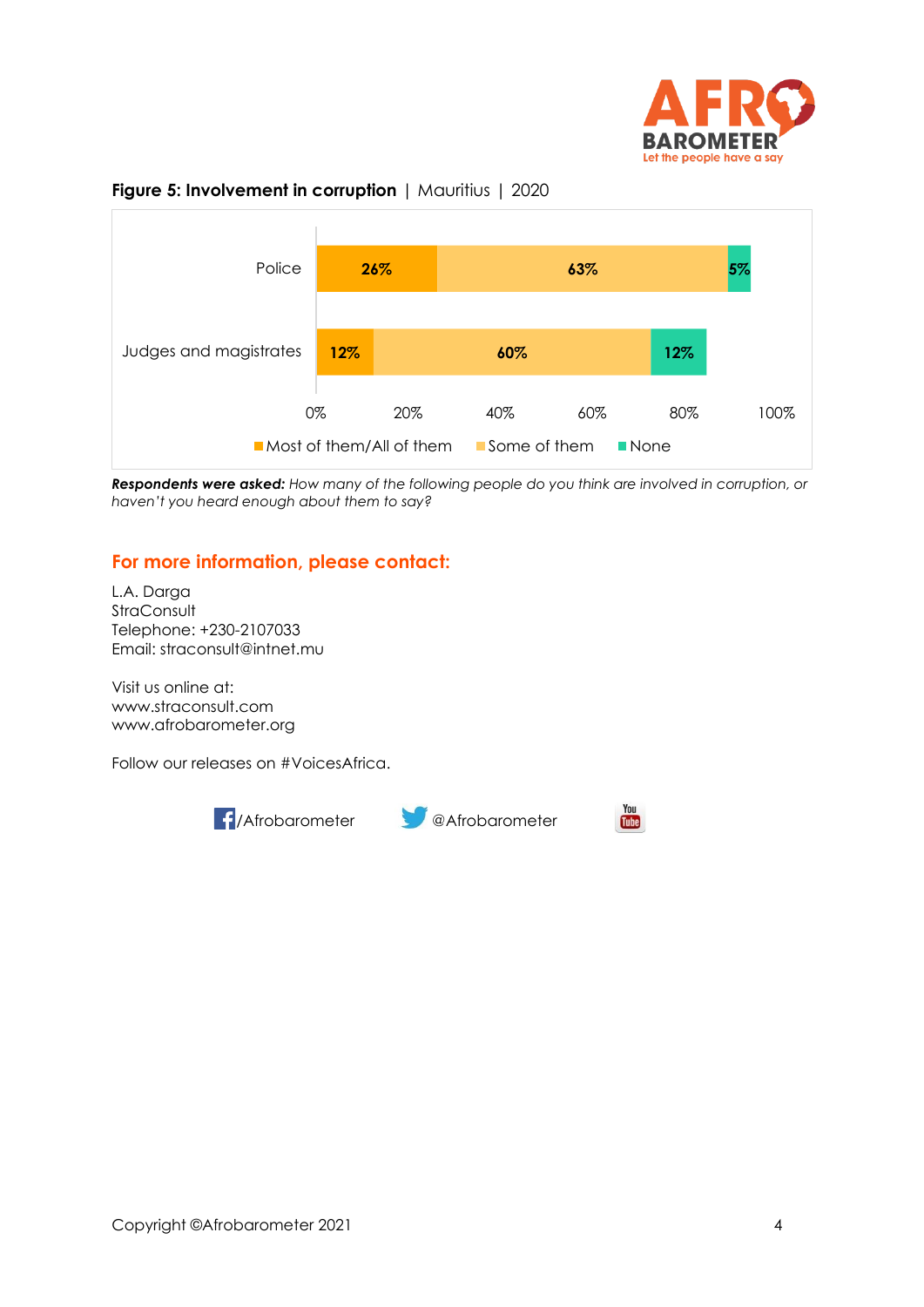**Figure 5: Involvement in corruption** | Mauritius | 2020

Police
26%
63%
5%

Judges and magistrates
12%
60%
12%

0%
20%
40%
60%
80%
100%

Most of them/All of them
Some of them
None

***Respondents were asked:*** *How many of the following people do you think are involved in corruption, or haven't you heard enough about them to say?*

## For more information, please contact:

L.A. Darga
StraConsult
Telephone: +230-2107033
Email: straconsult@intnet.mu

Visit us online at:
www.straconsult.com
www.afrobarometer.org

Follow our releases on #VoicesAfrica.

/Afrobarometer @Afrobarometer

Copyright ©Afrobarometer 2021